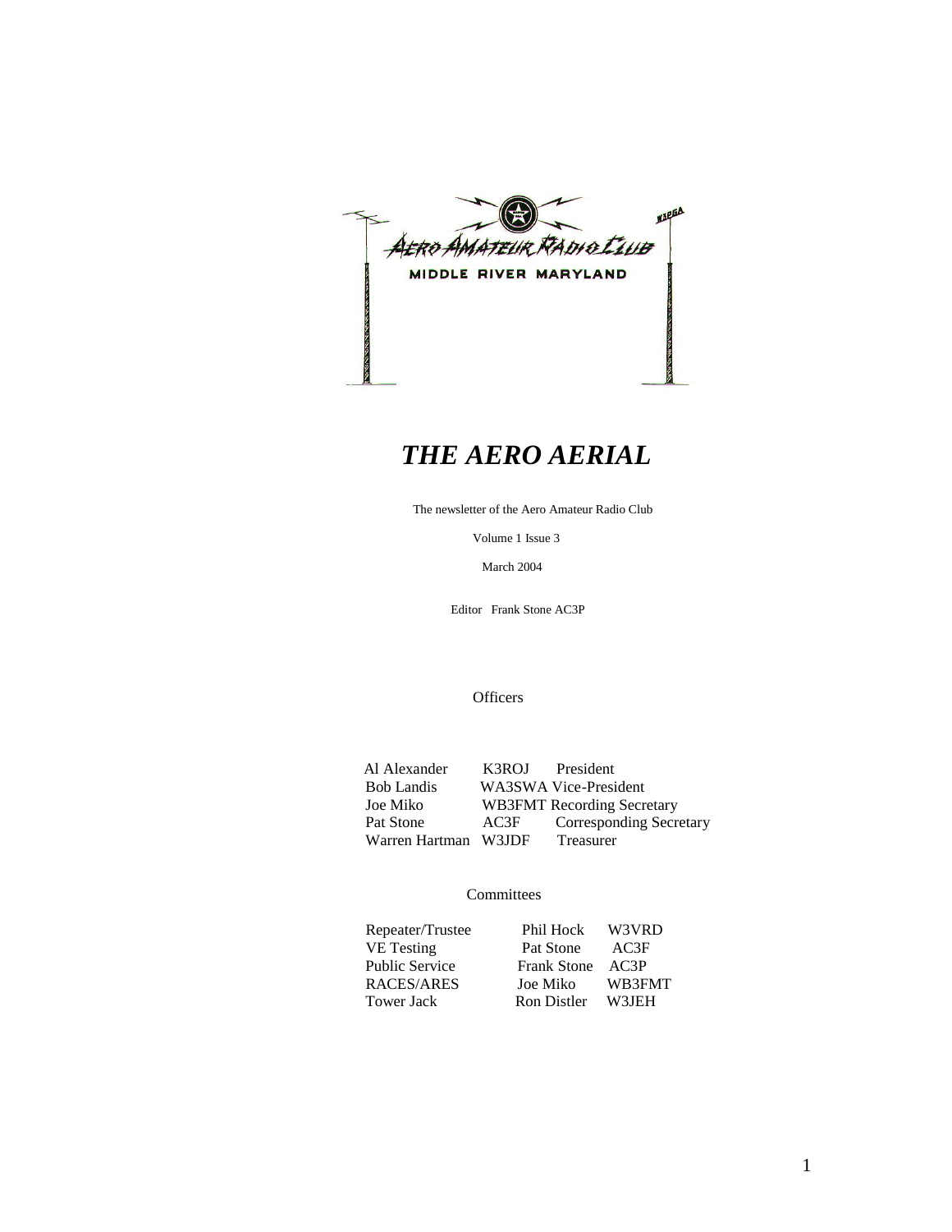AERO AMATEUR RADIO CLUB

MIDDLE RIVER MARYLAND

W3PGA

# *THE AERO AERIAL*

The newsletter of the Aero Amateur Radio Club

Volume 1 Issue 3

March 2004

Editor Frank Stone AC3P

## Officers

| | | |
|---|---|---|
| Al Alexander | K3ROJ | President |
| Bob Landis | WA3SWA | Vice-President |
| Joe Miko | WB3FMT | Recording Secretary |
| Pat Stone | AC3F | Corresponding Secretary |
| Warren Hartman | W3JDF | Treasurer |

## Committees

| | | |
|---|---|---|
| Repeater/Trustee | Phil Hock | W3VRD |
| VE Testing | Pat Stone | AC3F |
| Public Service | Frank Stone | AC3P |
| RACES/ARES | Joe Miko | WB3FMT |
| Tower Jack | Ron Distler | W3JEH |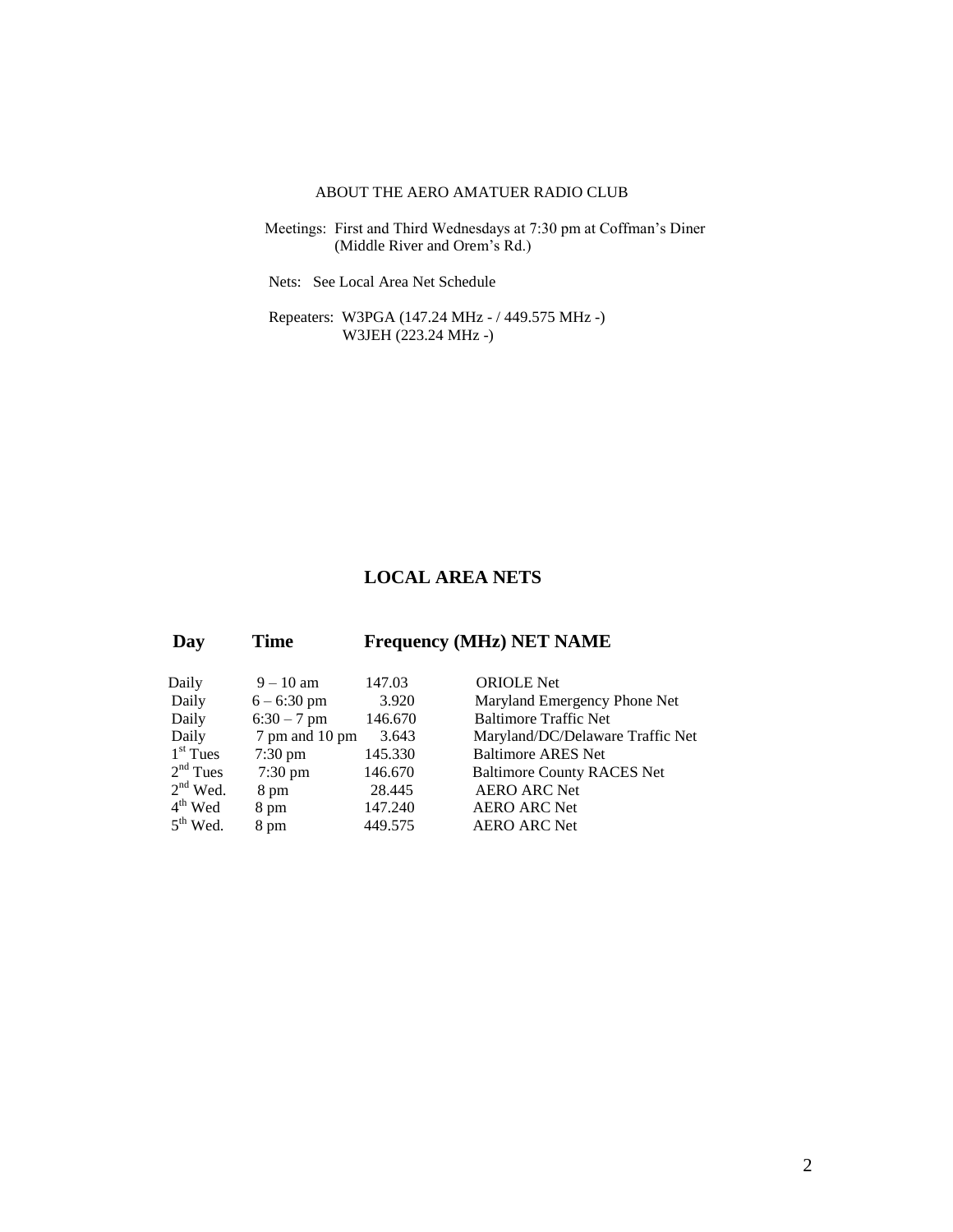ABOUT THE AERO AMATUER RADIO CLUB

Meetings: First and Third Wednesdays at 7:30 pm at Coffman's Diner (Middle River and Orem's Rd.)

Nets: See Local Area Net Schedule

Repeaters: W3PGA (147.24 MHz - / 449.575 MHz -)
W3JEH (223.24 MHz -)

## LOCAL AREA NETS

| Day | Time | Frequency (MHz) | NET NAME |
|---|---|---|---|
| Daily | 9 – 10 am | 147.03 | ORIOLE Net |
| Daily | 6 – 6:30 pm | 3.920 | Maryland Emergency Phone Net |
| Daily | 6:30 – 7 pm | 146.670 | Baltimore Traffic Net |
| Daily | 7 pm and 10 pm | 3.643 | Maryland/DC/Delaware Traffic Net |
| 1st Tues | 7:30 pm | 145.330 | Baltimore ARES Net |
| 2nd Tues | 7:30 pm | 146.670 | Baltimore County RACES Net |
| 2nd Wed. | 8 pm | 28.445 | AERO ARC Net |
| 4th Wed | 8 pm | 147.240 | AERO ARC Net |
| 5th Wed. | 8 pm | 449.575 | AERO ARC Net |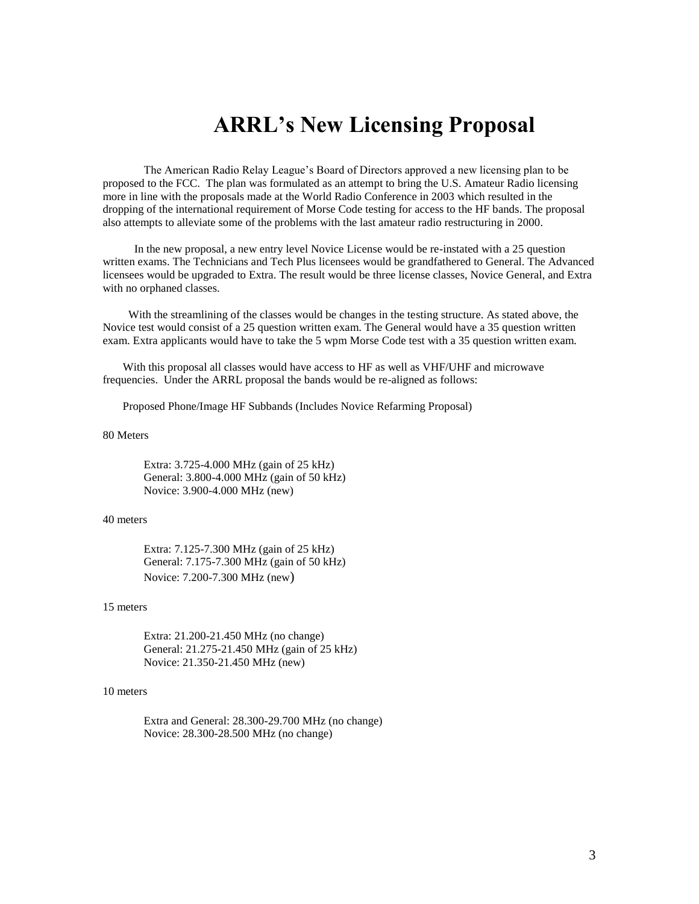# ARRL's New Licensing Proposal

The American Radio Relay League's Board of Directors approved a new licensing plan to be proposed to the FCC. The plan was formulated as an attempt to bring the U.S. Amateur Radio licensing more in line with the proposals made at the World Radio Conference in 2003 which resulted in the dropping of the international requirement of Morse Code testing for access to the HF bands. The proposal also attempts to alleviate some of the problems with the last amateur radio restructuring in 2000.

In the new proposal, a new entry level Novice License would be re-instated with a 25 question written exams. The Technicians and Tech Plus licensees would be grandfathered to General. The Advanced licensees would be upgraded to Extra. The result would be three license classes, Novice General, and Extra with no orphaned classes.

With the streamlining of the classes would be changes in the testing structure. As stated above, the Novice test would consist of a 25 question written exam. The General would have a 35 question written exam. Extra applicants would have to take the 5 wpm Morse Code test with a 35 question written exam.

With this proposal all classes would have access to HF as well as VHF/UHF and microwave frequencies. Under the ARRL proposal the bands would be re-aligned as follows:

Proposed Phone/Image HF Subbands (Includes Novice Refarming Proposal)

80 Meters

- Extra: 3.725-4.000 MHz (gain of 25 kHz)
- General: 3.800-4.000 MHz (gain of 50 kHz)
- Novice: 3.900-4.000 MHz (new)

40 meters

- Extra: 7.125-7.300 MHz (gain of 25 kHz)
- General: 7.175-7.300 MHz (gain of 50 kHz)
- Novice: 7.200-7.300 MHz (new)

15 meters

- Extra: 21.200-21.450 MHz (no change)
- General: 21.275-21.450 MHz (gain of 25 kHz)
- Novice: 21.350-21.450 MHz (new)

10 meters

- Extra and General: 28.300-29.700 MHz (no change)
- Novice: 28.300-28.500 MHz (no change)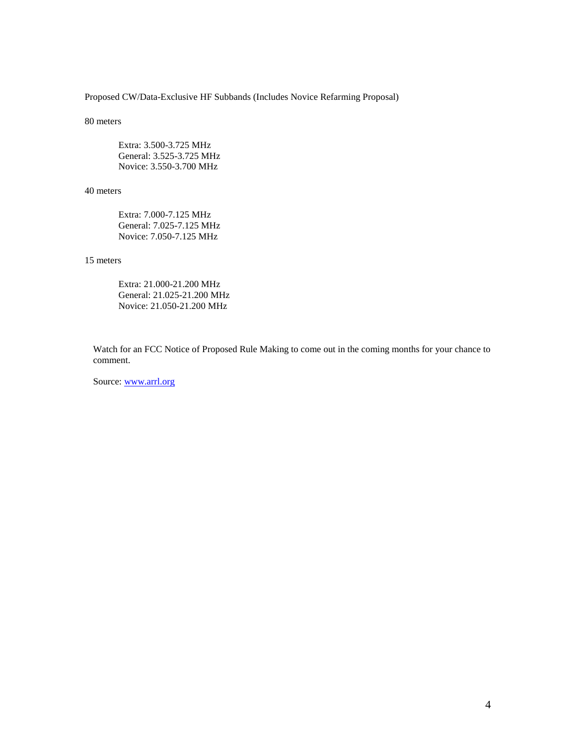Proposed CW/Data-Exclusive HF Subbands (Includes Novice Refarming Proposal)

80 meters

Extra: 3.500-3.725 MHz
General: 3.525-3.725 MHz
Novice: 3.550-3.700 MHz

40 meters

Extra: 7.000-7.125 MHz
General: 7.025-7.125 MHz
Novice: 7.050-7.125 MHz

15 meters

Extra: 21.000-21.200 MHz
General: 21.025-21.200 MHz
Novice: 21.050-21.200 MHz

Watch for an FCC Notice of Proposed Rule Making to come out in the coming months for your chance to comment.

Source: [www.arrl.org](http://www.arrl.org)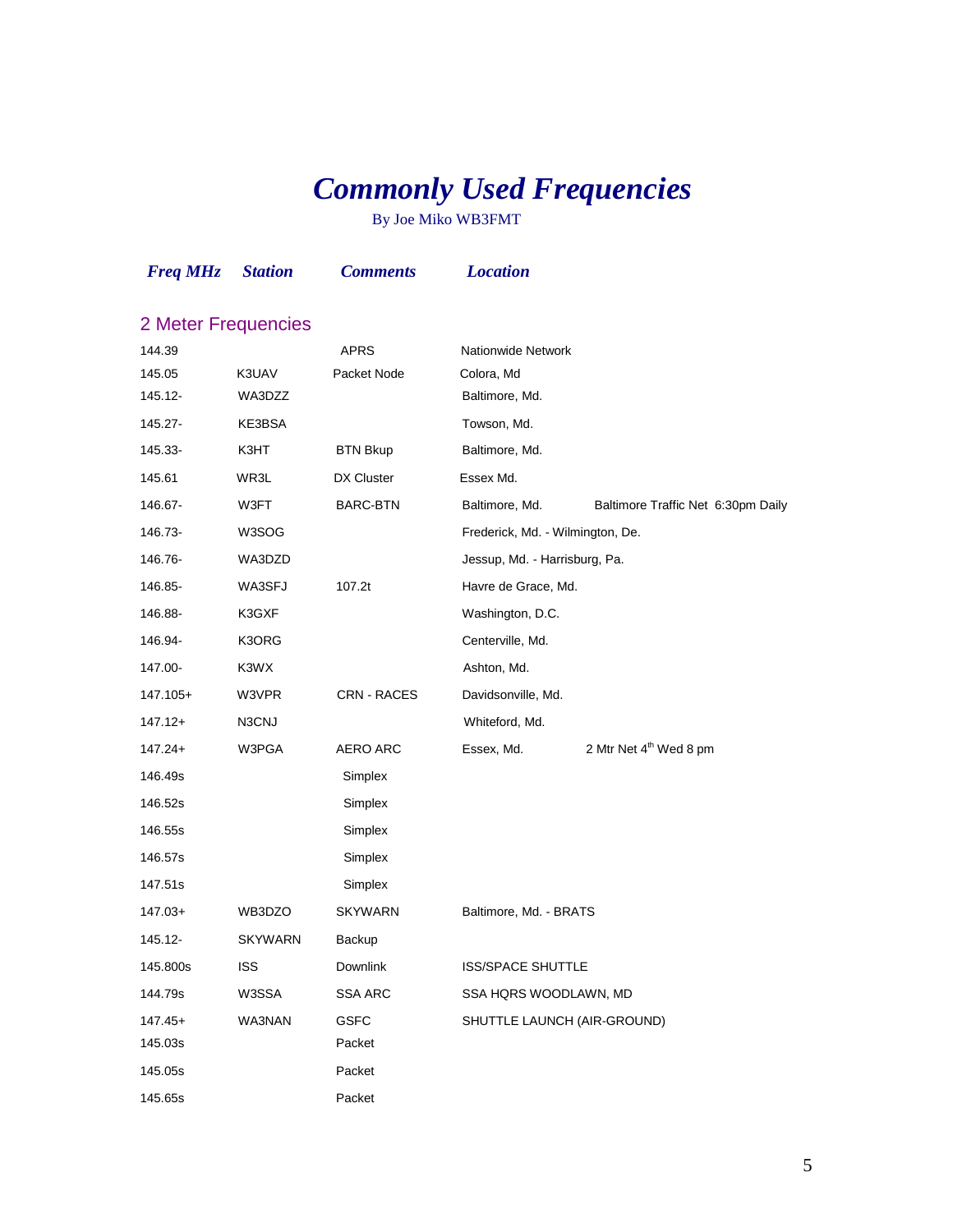# *Commonly Used Frequencies*

By Joe Miko WB3FMT

## 2 Meter Frequencies

| *Freq MHz* | *Station* | *Comments* | *Location* | |
|---|---|---|---|---|
| 144.39 | | APRS | Nationwide Network | |
| 145.05 | K3UAV | Packet Node | Colora, Md | |
| 145.12- | WA3DZZ | | Baltimore, Md. | |
| 145.27- | KE3BSA | | Towson, Md. | |
| 145.33- | K3HT | BTN Bkup | Baltimore, Md. | |
| 145.61 | WR3L | DX Cluster | Essex Md. | |
| 146.67- | W3FT | BARC-BTN | Baltimore, Md. | Baltimore Traffic Net 6:30pm Daily |
| 146.73- | W3SOG | | Frederick, Md. - Wilmington, De. | |
| 146.76- | WA3DZD | | Jessup, Md. - Harrisburg, Pa. | |
| 146.85- | WA3SFJ | 107.2t | Havre de Grace, Md. | |
| 146.88- | K3GXF | | Washington, D.C. | |
| 146.94- | K3ORG | | Centerville, Md. | |
| 147.00- | K3WX | | Ashton, Md. | |
| 147.105+ | W3VPR | CRN - RACES | Davidsonville, Md. | |
| 147.12+ | N3CNJ | | Whiteford, Md. | |
| 147.24+ | W3PGA | AERO ARC | Essex, Md. | 2 Mtr Net 4th Wed 8 pm |
| 146.49s | | Simplex | | |
| 146.52s | | Simplex | | |
| 146.55s | | Simplex | | |
| 146.57s | | Simplex | | |
| 147.51s | | Simplex | | |
| 147.03+ | WB3DZO | SKYWARN | Baltimore, Md. - BRATS | |
| 145.12- | SKYWARN | Backup | | |
| 145.800s | ISS | Downlink | ISS/SPACE SHUTTLE | |
| 144.79s | W3SSA | SSA ARC | SSA HQRS WOODLAWN, MD | |
| 147.45+ | WA3NAN | GSFC | SHUTTLE LAUNCH (AIR-GROUND) | |
| 145.03s | | Packet | | |
| 145.05s | | Packet | | |
| 145.65s | | Packet | | |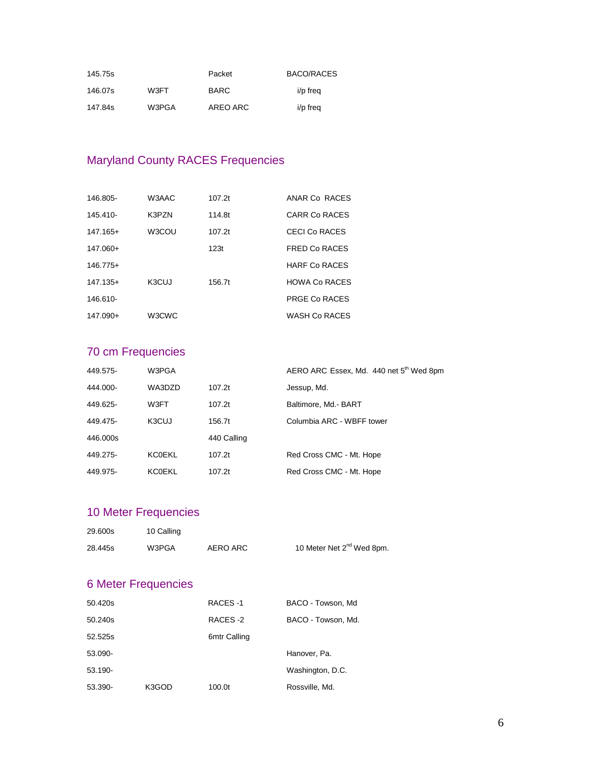| | | | |
|---|---|---|---|
| 145.75s | | Packet | BACO/RACES |
| 146.07s | W3FT | BARC | i/p freq |
| 147.84s | W3PGA | AREO ARC | i/p freq |

## Maryland County RACES Frequencies

| | | | |
|---|---|---|---|
| 146.805- | W3AAC | 107.2t | ANAR Co RACES |
| 145.410- | K3PZN | 114.8t | CARR Co RACES |
| 147.165+ | W3COU | 107.2t | CECI Co RACES |
| 147.060+ | | 123t | FRED Co RACES |
| 146.775+ | | | HARF Co RACES |
| 147.135+ | K3CUJ | 156.7t | HOWA Co RACES |
| 146.610- | | | PRGE Co RACES |
| 147.090+ | W3CWC | | WASH Co RACES |

## 70 cm Frequencies

| | | | |
|---|---|---|---|
| 449.575- | W3PGA | | AERO ARC Essex, Md. 440 net 5th Wed 8pm |
| 444.000- | WA3DZD | 107.2t | Jessup, Md. |
| 449.625- | W3FT | 107.2t | Baltimore, Md.- BART |
| 449.475- | K3CUJ | 156.7t | Columbia ARC - WBFF tower |
| 446.000s | | 440 Calling | |
| 449.275- | KC0EKL | 107.2t | Red Cross CMC - Mt. Hope |
| 449.975- | KC0EKL | 107.2t | Red Cross CMC - Mt. Hope |

## 10 Meter Frequencies

| | | | |
|---|---|---|---|
| 29.600s | 10 Calling | | |
| 28.445s | W3PGA | AERO ARC | 10 Meter Net 2nd Wed 8pm. |

## 6 Meter Frequencies

| | | | |
|---|---|---|---|
| 50.420s | | RACES -1 | BACO - Towson, Md |
| 50.240s | | RACES -2 | BACO - Towson, Md. |
| 52.525s | | 6mtr Calling | |
| 53.090- | | | Hanover, Pa. |
| 53.190- | | | Washington, D.C. |
| 53.390- | K3GOD | 100.0t | Rossville, Md. |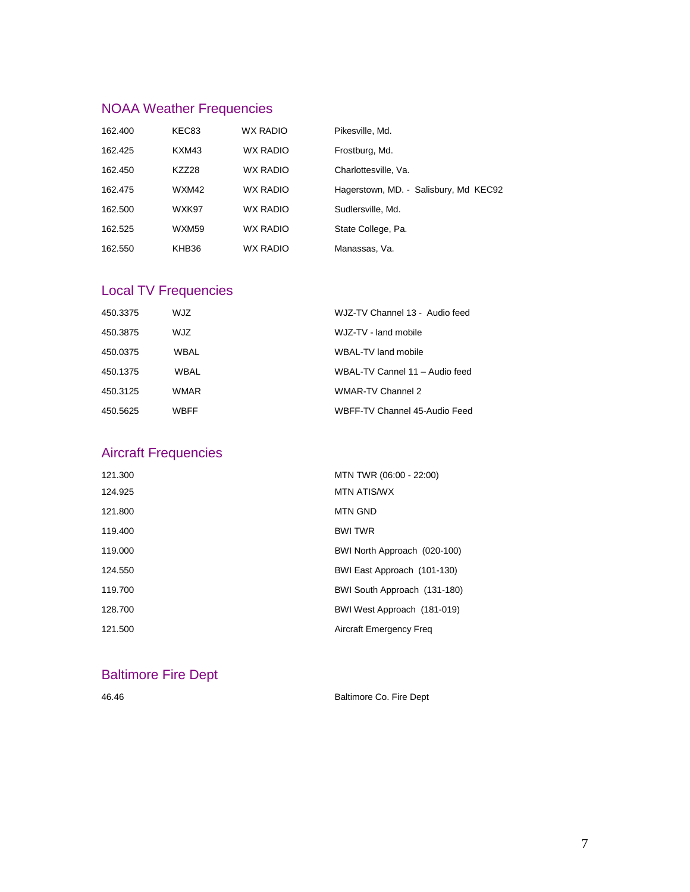## NOAA Weather Frequencies

| | | | |
|---|---|---|---|
| 162.400 | KEC83 | WX RADIO | Pikesville, Md. |
| 162.425 | KXM43 | WX RADIO | Frostburg, Md. |
| 162.450 | KZZ28 | WX RADIO | Charlottesville, Va. |
| 162.475 | WXM42 | WX RADIO | Hagerstown, MD. - Salisbury, Md KEC92 |
| 162.500 | WXK97 | WX RADIO | Sudlersville, Md. |
| 162.525 | WXM59 | WX RADIO | State College, Pa. |
| 162.550 | KHB36 | WX RADIO | Manassas, Va. |

## Local TV Frequencies

| | | |
|---|---|---|
| 450.3375 | WJZ | WJZ-TV Channel 13 - Audio feed |
| 450.3875 | WJZ | WJZ-TV - land mobile |
| 450.0375 | WBAL | WBAL-TV land mobile |
| 450.1375 | WBAL | WBAL-TV Cannel 11 – Audio feed |
| 450.3125 | WMAR | WMAR-TV Channel 2 |
| 450.5625 | WBFF | WBFF-TV Channel 45-Audio Feed |

## Aircraft Frequencies

| | |
|---|---|
| 121.300 | MTN TWR (06:00 - 22:00) |
| 124.925 | MTN ATIS/WX |
| 121.800 | MTN GND |
| 119.400 | BWI TWR |
| 119.000 | BWI North Approach (020-100) |
| 124.550 | BWI East Approach (101-130) |
| 119.700 | BWI South Approach (131-180) |
| 128.700 | BWI West Approach (181-019) |
| 121.500 | Aircraft Emergency Freq |

## Baltimore Fire Dept

| | |
|---|---|
| 46.46 | Baltimore Co. Fire Dept |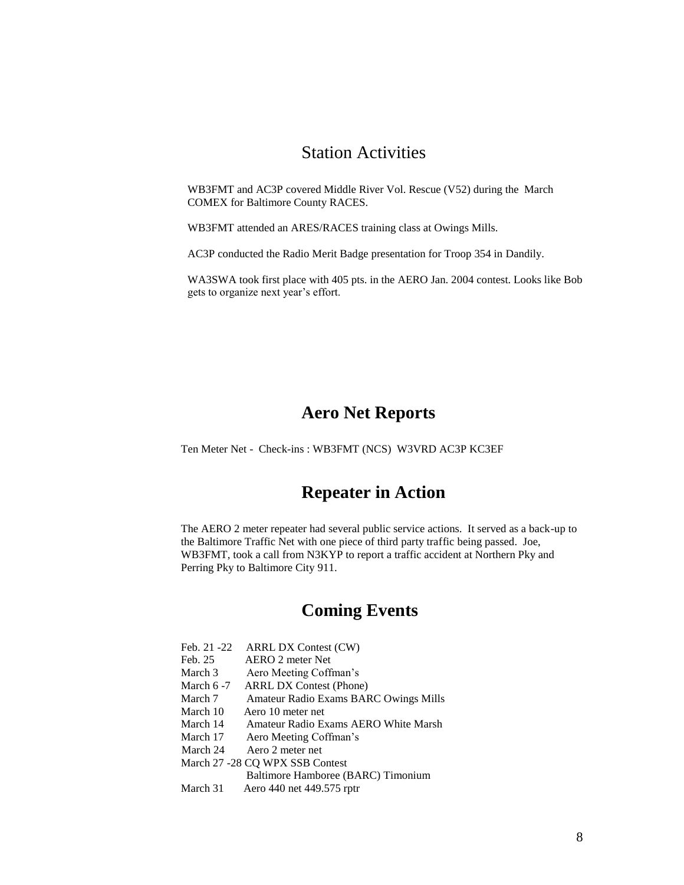## Station Activities

WB3FMT and AC3P covered Middle River Vol. Rescue (V52) during the March COMEX for Baltimore County RACES.

WB3FMT attended an ARES/RACES training class at Owings Mills.

AC3P conducted the Radio Merit Badge presentation for Troop 354 in Dandily.

WA3SWA took first place with 405 pts. in the AERO Jan. 2004 contest. Looks like Bob gets to organize next year's effort.

## **Aero Net Reports**

Ten Meter Net - Check-ins : WB3FMT (NCS) W3VRD AC3P KC3EF

## **Repeater in Action**

The AERO 2 meter repeater had several public service actions. It served as a back-up to the Baltimore Traffic Net with one piece of third party traffic being passed. Joe, WB3FMT, took a call from N3KYP to report a traffic accident at Northern Pky and Perring Pky to Baltimore City 911.

## **Coming Events**

| | |
|---|---|
| Feb. 21 -22 | ARRL DX Contest (CW) |
| Feb. 25 | AERO 2 meter Net |
| March 3 | Aero Meeting Coffman's |
| March 6 -7 | ARRL DX Contest (Phone) |
| March 7 | Amateur Radio Exams BARC Owings Mills |
| March 10 | Aero 10 meter net |
| March 14 | Amateur Radio Exams AERO White Marsh |
| March 17 | Aero Meeting Coffman's |
| March 24 | Aero 2 meter net |
| March 27 -28 | CQ WPX SSB Contest |
| | Baltimore Hamboree (BARC) Timonium |
| March 31 | Aero 440 net 449.575 rptr |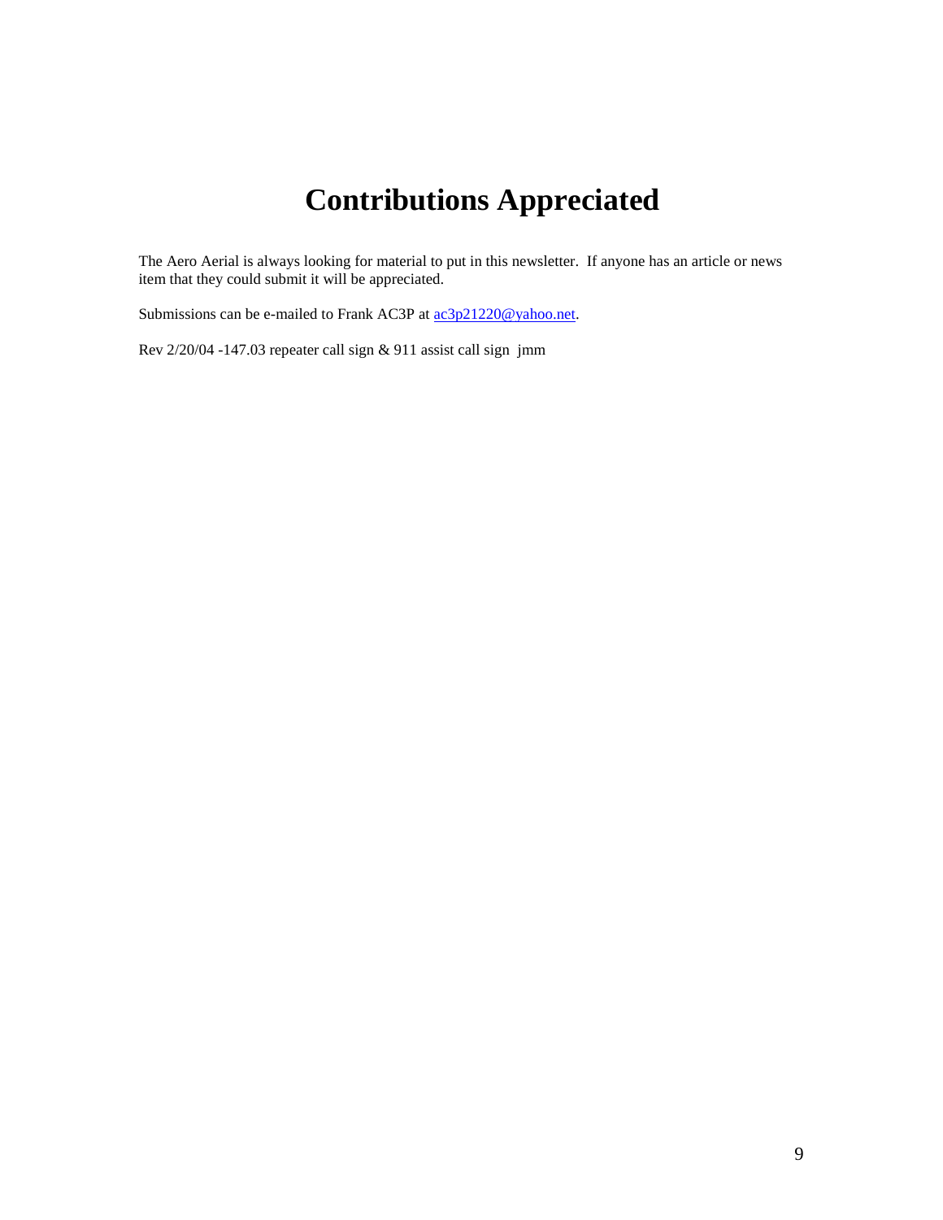# Contributions Appreciated

The Aero Aerial is always looking for material to put in this newsletter. If anyone has an article or news item that they could submit it will be appreciated.

Submissions can be e-mailed to Frank AC3P at ac3p21220@yahoo.net.

Rev 2/20/04 -147.03 repeater call sign & 911 assist call sign jmm